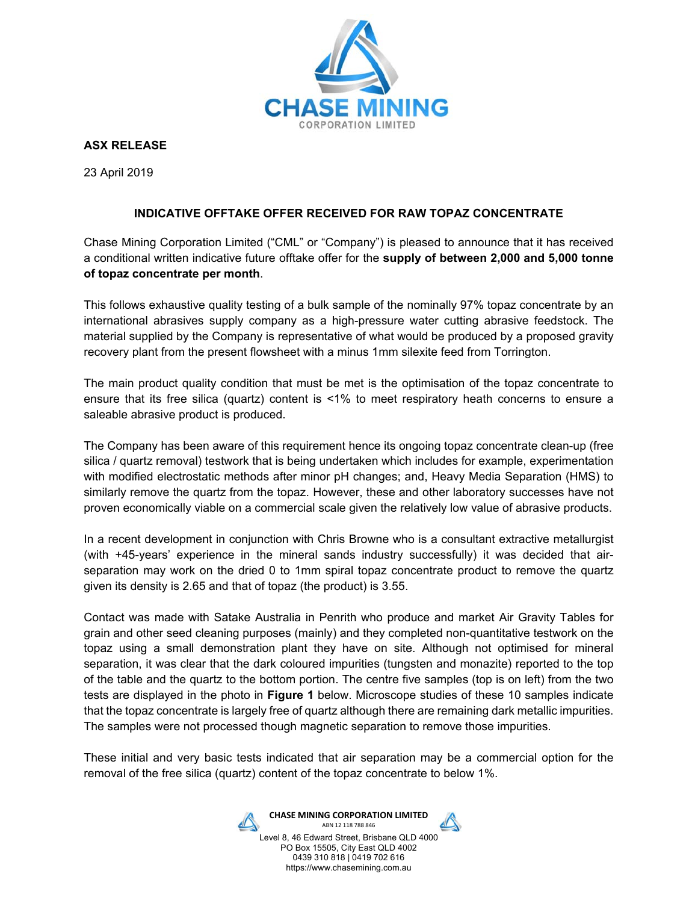**ASX RELEASE**

23 April 2019

## INDICATIVE OFFTAKE OFFER RECEIVED FOR RAW TOPAZ CONCENTRATE

Chase Mining Corporation Limited ("CML" or "Company") is pleased to announce that it has received a conditional written indicative future offtake offer for the **supply of between 2,000 and 5,000 tonne of topaz concentrate per month**.

This follows exhaustive quality testing of a bulk sample of the nominally 97% topaz concentrate by an international abrasives supply company as a high-pressure water cutting abrasive feedstock. The material supplied by the Company is representative of what would be produced by a proposed gravity recovery plant from the present flowsheet with a minus 1mm silexite feed from Torrington.

The main product quality condition that must be met is the optimisation of the topaz concentrate to ensure that its free silica (quartz) content is <1% to meet respiratory heath concerns to ensure a saleable abrasive product is produced.

The Company has been aware of this requirement hence its ongoing topaz concentrate clean-up (free silica / quartz removal) testwork that is being undertaken which includes for example, experimentation with modified electrostatic methods after minor pH changes; and, Heavy Media Separation (HMS) to similarly remove the quartz from the topaz. However, these and other laboratory successes have not proven economically viable on a commercial scale given the relatively low value of abrasive products.

In a recent development in conjunction with Chris Browne who is a consultant extractive metallurgist (with +45-years' experience in the mineral sands industry successfully) it was decided that air-separation may work on the dried 0 to 1mm spiral topaz concentrate product to remove the quartz given its density is 2.65 and that of topaz (the product) is 3.55.

Contact was made with Satake Australia in Penrith who produce and market Air Gravity Tables for grain and other seed cleaning purposes (mainly) and they completed non-quantitative testwork on the topaz using a small demonstration plant they have on site. Although not optimised for mineral separation, it was clear that the dark coloured impurities (tungsten and monazite) reported to the top of the table and the quartz to the bottom portion. The centre five samples (top is on left) from the two tests are displayed in the photo in **Figure 1** below. Microscope studies of these 10 samples indicate that the topaz concentrate is largely free of quartz although there are remaining dark metallic impurities. The samples were not processed though magnetic separation to remove those impurities.

These initial and very basic tests indicated that air separation may be a commercial option for the removal of the free silica (quartz) content of the topaz concentrate to below 1%.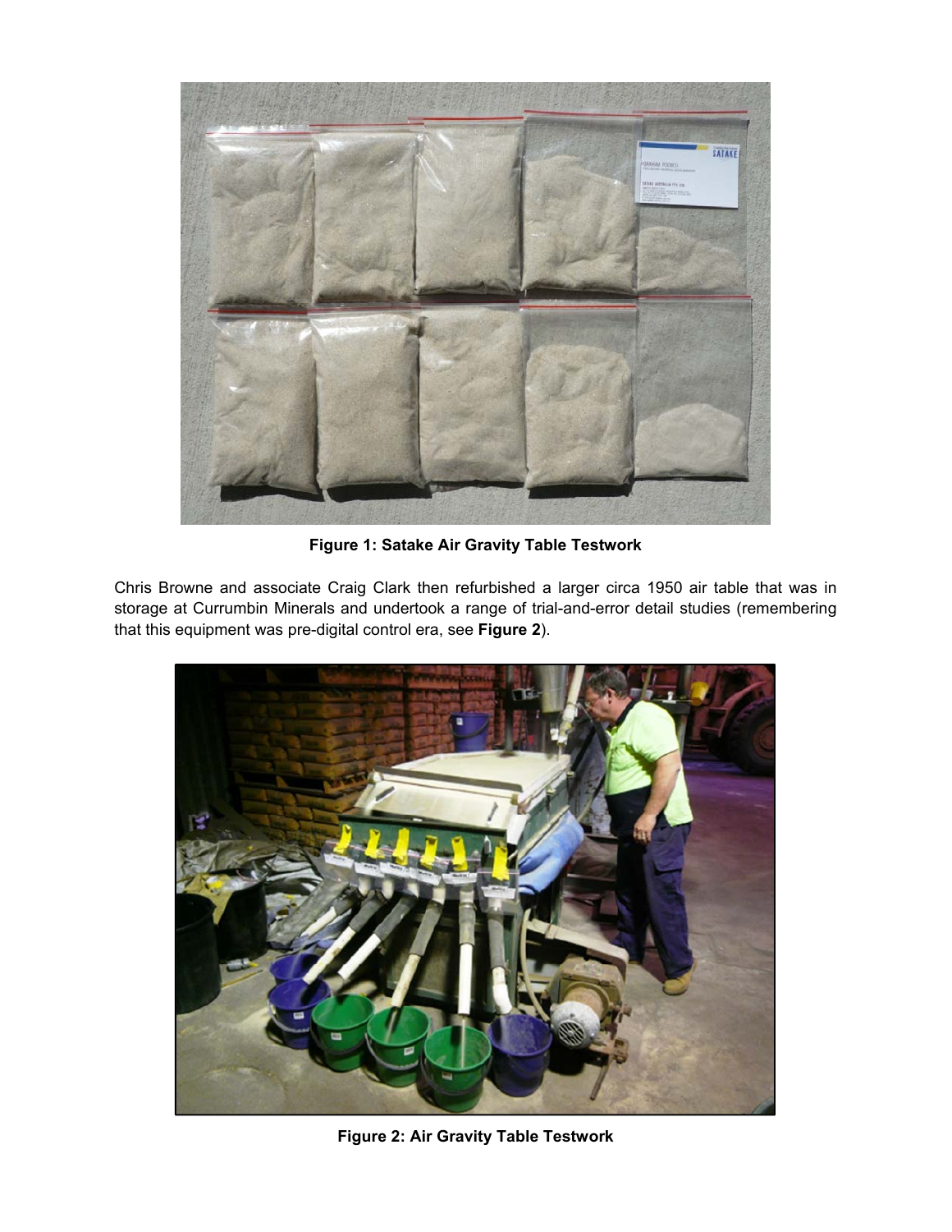**Figure 1: Satake Air Gravity Table Testwork**

Chris Browne and associate Craig Clark then refurbished a larger circa 1950 air table that was in storage at Currumbin Minerals and undertook a range of trial-and-error detail studies (remembering that this equipment was pre-digital control era, see **Figure 2**).

**Figure 2: Air Gravity Table Testwork**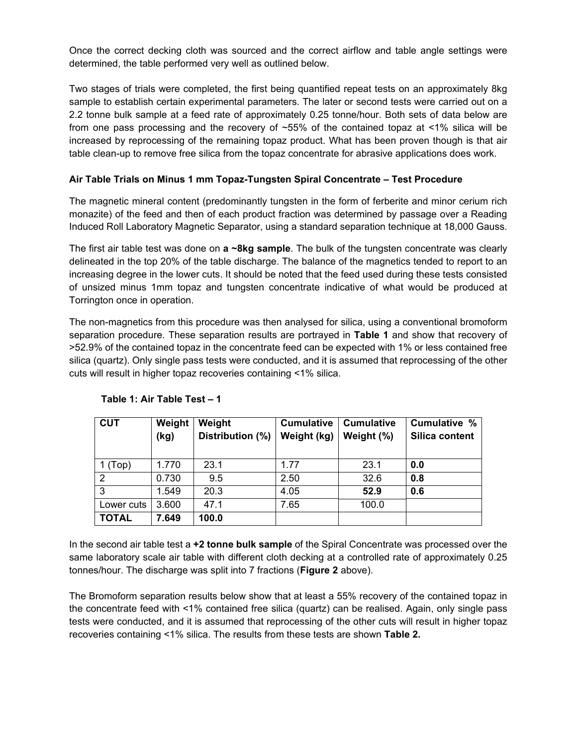Once the correct decking cloth was sourced and the correct airflow and table angle settings were determined, the table performed very well as outlined below.

Two stages of trials were completed, the first being quantified repeat tests on an approximately 8kg sample to establish certain experimental parameters. The later or second tests were carried out on a 2.2 tonne bulk sample at a feed rate of approximately 0.25 tonne/hour. Both sets of data below are from one pass processing and the recovery of ~55% of the contained topaz at <1% silica will be increased by reprocessing of the remaining topaz product. What has been proven though is that air table clean-up to remove free silica from the topaz concentrate for abrasive applications does work.

**Air Table Trials on Minus 1 mm Topaz-Tungsten Spiral Concentrate – Test Procedure**

The magnetic mineral content (predominantly tungsten in the form of ferberite and minor cerium rich monazite) of the feed and then of each product fraction was determined by passage over a Reading Induced Roll Laboratory Magnetic Separator, using a standard separation technique at 18,000 Gauss.

The first air table test was done on **a ~8kg sample**. The bulk of the tungsten concentrate was clearly delineated in the top 20% of the table discharge. The balance of the magnetics tended to report to an increasing degree in the lower cuts. It should be noted that the feed used during these tests consisted of unsized minus 1mm topaz and tungsten concentrate indicative of what would be produced at Torrington once in operation.

The non-magnetics from this procedure was then analysed for silica, using a conventional bromoform separation procedure. These separation results are portrayed in **Table 1** and show that recovery of >52.9% of the contained topaz in the concentrate feed can be expected with 1% or less contained free silica (quartz). Only single pass tests were conducted, and it is assumed that reprocessing of the other cuts will result in higher topaz recoveries containing <1% silica.

**Table 1: Air Table Test – 1**

| CUT | Weight (kg) | Weight Distribution (%) | Cumulative Weight (kg) | Cumulative Weight (%) | Cumulative % Silica content |
|---|---|---|---|---|---|
| 1 (Top) | 1.770 | 23.1 | 1.77 | 23.1 | **0.0** |
| 2 | 0.730 | 9.5 | 2.50 | 32.6 | **0.8** |
| 3 | 1.549 | 20.3 | 4.05 | **52.9** | **0.6** |
| Lower cuts | 3.600 | 47.1 | 7.65 | 100.0 | |
| **TOTAL** | **7.649** | **100.0** | | | |

In the second air table test a **+2 tonne bulk sample** of the Spiral Concentrate was processed over the same laboratory scale air table with different cloth decking at a controlled rate of approximately 0.25 tonnes/hour. The discharge was split into 7 fractions (**Figure 2** above).

The Bromoform separation results below show that at least a 55% recovery of the contained topaz in the concentrate feed with <1% contained free silica (quartz) can be realised. Again, only single pass tests were conducted, and it is assumed that reprocessing of the other cuts will result in higher topaz recoveries containing <1% silica. The results from these tests are shown **Table 2.**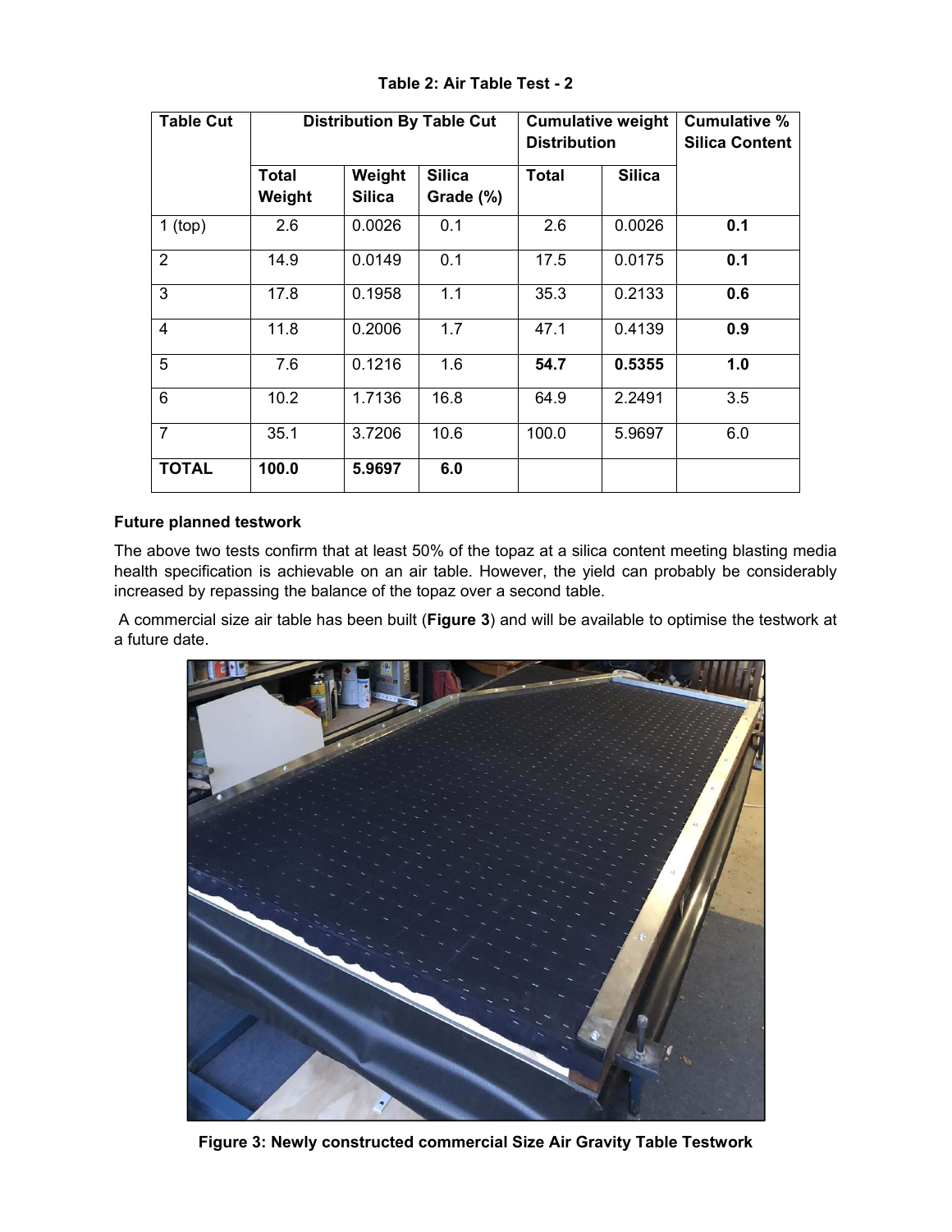**Table 2: Air Table Test - 2**

| Table Cut | Distribution By Table Cut | | | Cumulative weight Distribution | | Cumulative % Silica Content |
|---|---|---|---|---|---|---|
| | Total Weight | Weight Silica | Silica Grade (%) | Total | Silica | |
| 1 (top) | 2.6 | 0.0026 | 0.1 | 2.6 | 0.0026 | **0.1** |
| 2 | 14.9 | 0.0149 | 0.1 | 17.5 | 0.0175 | **0.1** |
| 3 | 17.8 | 0.1958 | 1.1 | 35.3 | 0.2133 | **0.6** |
| 4 | 11.8 | 0.2006 | 1.7 | 47.1 | 0.4139 | **0.9** |
| 5 | 7.6 | 0.1216 | 1.6 | **54.7** | **0.5355** | **1.0** |
| 6 | 10.2 | 1.7136 | 16.8 | 64.9 | 2.2491 | 3.5 |
| 7 | 35.1 | 3.7206 | 10.6 | 100.0 | 5.9697 | 6.0 |
| **TOTAL** | **100.0** | **5.9697** | **6.0** | | | |

**Future planned testwork**

The above two tests confirm that at least 50% of the topaz at a silica content meeting blasting media health specification is achievable on an air table. However, the yield can probably be considerably increased by repassing the balance of the topaz over a second table.

A commercial size air table has been built (**Figure 3**) and will be available to optimise the testwork at a future date.

**Figure 3: Newly constructed commercial Size Air Gravity Table Testwork**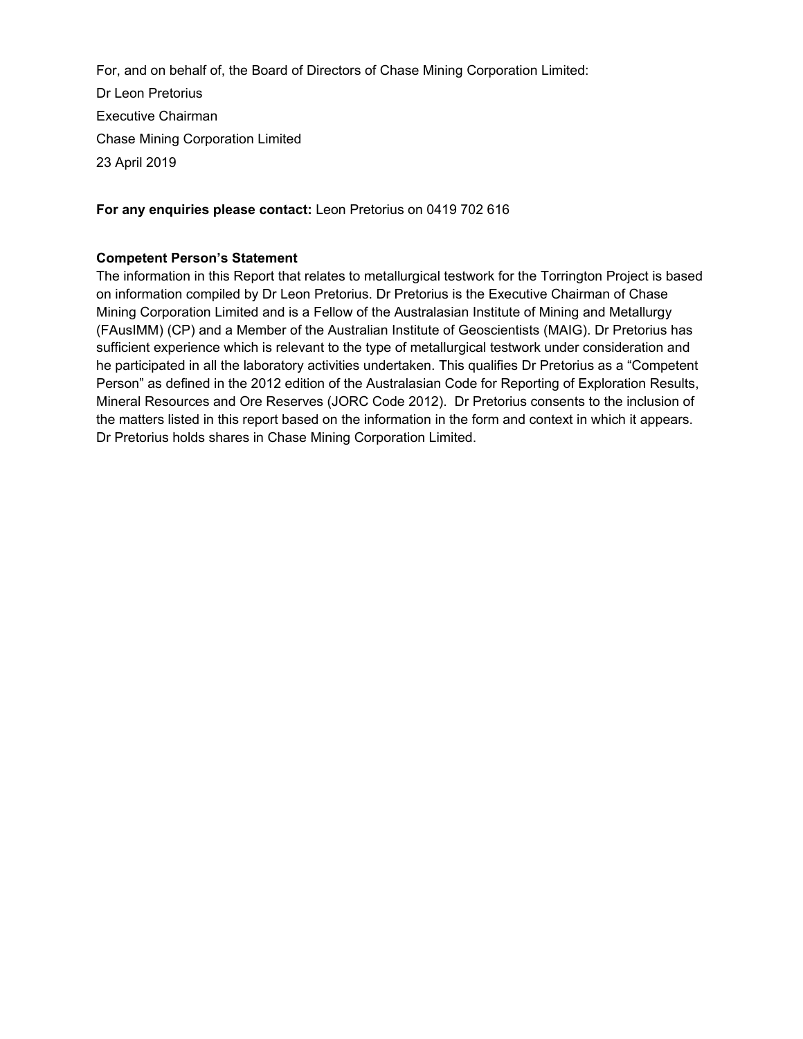For, and on behalf of, the Board of Directors of Chase Mining Corporation Limited:

Dr Leon Pretorius

Executive Chairman

Chase Mining Corporation Limited

23 April 2019

**For any enquiries please contact:** Leon Pretorius on 0419 702 616

**Competent Person's Statement**

The information in this Report that relates to metallurgical testwork for the Torrington Project is based on information compiled by Dr Leon Pretorius. Dr Pretorius is the Executive Chairman of Chase Mining Corporation Limited and is a Fellow of the Australasian Institute of Mining and Metallurgy (FAusIMM) (CP) and a Member of the Australian Institute of Geoscientists (MAIG). Dr Pretorius has sufficient experience which is relevant to the type of metallurgical testwork under consideration and he participated in all the laboratory activities undertaken. This qualifies Dr Pretorius as a "Competent Person" as defined in the 2012 edition of the Australasian Code for Reporting of Exploration Results, Mineral Resources and Ore Reserves (JORC Code 2012). Dr Pretorius consents to the inclusion of the matters listed in this report based on the information in the form and context in which it appears. Dr Pretorius holds shares in Chase Mining Corporation Limited.